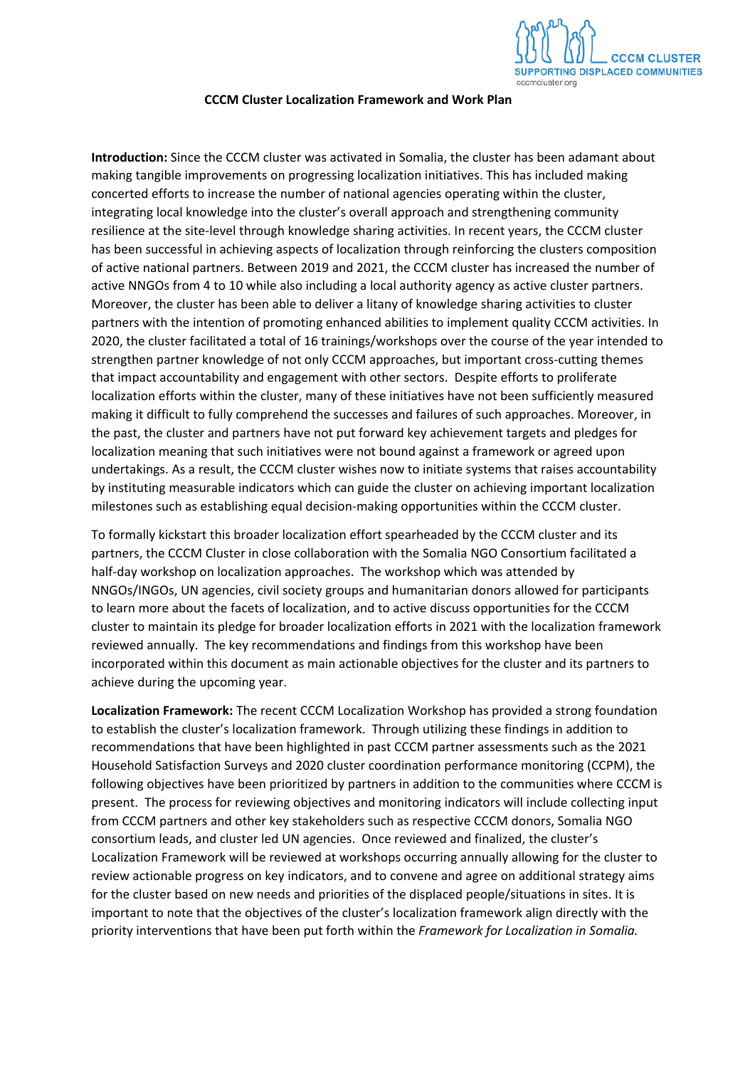# CCCM Cluster Localization Framework and Work Plan

**Introduction:** Since the CCCM cluster was activated in Somalia, the cluster has been adamant about making tangible improvements on progressing localization initiatives. This has included making concerted efforts to increase the number of national agencies operating within the cluster, integrating local knowledge into the cluster's overall approach and strengthening community resilience at the site-level through knowledge sharing activities. In recent years, the CCCM cluster has been successful in achieving aspects of localization through reinforcing the clusters composition of active national partners. Between 2019 and 2021, the CCCM cluster has increased the number of active NNGOs from 4 to 10 while also including a local authority agency as active cluster partners. Moreover, the cluster has been able to deliver a litany of knowledge sharing activities to cluster partners with the intention of promoting enhanced abilities to implement quality CCCM activities. In 2020, the cluster facilitated a total of 16 trainings/workshops over the course of the year intended to strengthen partner knowledge of not only CCCM approaches, but important cross-cutting themes that impact accountability and engagement with other sectors. Despite efforts to proliferate localization efforts within the cluster, many of these initiatives have not been sufficiently measured making it difficult to fully comprehend the successes and failures of such approaches. Moreover, in the past, the cluster and partners have not put forward key achievement targets and pledges for localization meaning that such initiatives were not bound against a framework or agreed upon undertakings. As a result, the CCCM cluster wishes now to initiate systems that raises accountability by instituting measurable indicators which can guide the cluster on achieving important localization milestones such as establishing equal decision-making opportunities within the CCCM cluster.

To formally kickstart this broader localization effort spearheaded by the CCCM cluster and its partners, the CCCM Cluster in close collaboration with the Somalia NGO Consortium facilitated a half-day workshop on localization approaches. The workshop which was attended by NNGOs/INGOs, UN agencies, civil society groups and humanitarian donors allowed for participants to learn more about the facets of localization, and to active discuss opportunities for the CCCM cluster to maintain its pledge for broader localization efforts in 2021 with the localization framework reviewed annually. The key recommendations and findings from this workshop have been incorporated within this document as main actionable objectives for the cluster and its partners to achieve during the upcoming year.

**Localization Framework:** The recent CCCM Localization Workshop has provided a strong foundation to establish the cluster's localization framework. Through utilizing these findings in addition to recommendations that have been highlighted in past CCCM partner assessments such as the 2021 Household Satisfaction Surveys and 2020 cluster coordination performance monitoring (CCPM), the following objectives have been prioritized by partners in addition to the communities where CCCM is present. The process for reviewing objectives and monitoring indicators will include collecting input from CCCM partners and other key stakeholders such as respective CCCM donors, Somalia NGO consortium leads, and cluster led UN agencies. Once reviewed and finalized, the cluster's Localization Framework will be reviewed at workshops occurring annually allowing for the cluster to review actionable progress on key indicators, and to convene and agree on additional strategy aims for the cluster based on new needs and priorities of the displaced people/situations in sites. It is important to note that the objectives of the cluster's localization framework align directly with the priority interventions that have been put forth within the *Framework for Localization in Somalia.*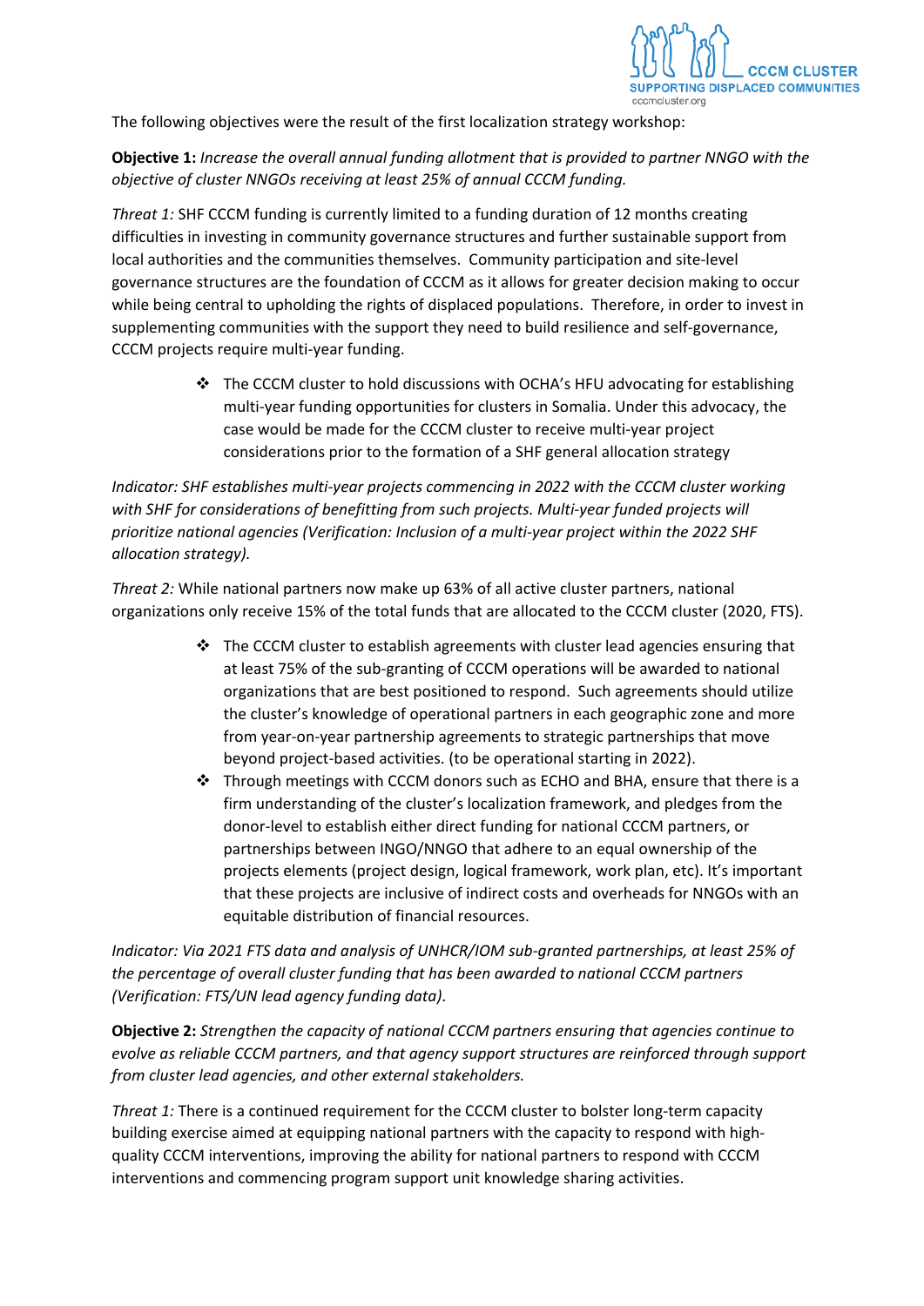The following objectives were the result of the first localization strategy workshop:

**Objective 1:** *Increase the overall annual funding allotment that is provided to partner NNGO with the objective of cluster NNGOs receiving at least 25% of annual CCCM funding.*

*Threat 1:* SHF CCCM funding is currently limited to a funding duration of 12 months creating difficulties in investing in community governance structures and further sustainable support from local authorities and the communities themselves. Community participation and site-level governance structures are the foundation of CCCM as it allows for greater decision making to occur while being central to upholding the rights of displaced populations. Therefore, in order to invest in supplementing communities with the support they need to build resilience and self-governance, CCCM projects require multi-year funding.

- The CCCM cluster to hold discussions with OCHA's HFU advocating for establishing multi-year funding opportunities for clusters in Somalia. Under this advocacy, the case would be made for the CCCM cluster to receive multi-year project considerations prior to the formation of a SHF general allocation strategy

*Indicator: SHF establishes multi-year projects commencing in 2022 with the CCCM cluster working with SHF for considerations of benefitting from such projects. Multi-year funded projects will prioritize national agencies (Verification: Inclusion of a multi-year project within the 2022 SHF allocation strategy).*

*Threat 2:* While national partners now make up 63% of all active cluster partners, national organizations only receive 15% of the total funds that are allocated to the CCCM cluster (2020, FTS).

- The CCCM cluster to establish agreements with cluster lead agencies ensuring that at least 75% of the sub-granting of CCCM operations will be awarded to national organizations that are best positioned to respond. Such agreements should utilize the cluster's knowledge of operational partners in each geographic zone and more from year-on-year partnership agreements to strategic partnerships that move beyond project-based activities. (to be operational starting in 2022).
- Through meetings with CCCM donors such as ECHO and BHA, ensure that there is a firm understanding of the cluster's localization framework, and pledges from the donor-level to establish either direct funding for national CCCM partners, or partnerships between INGO/NNGO that adhere to an equal ownership of the projects elements (project design, logical framework, work plan, etc). It's important that these projects are inclusive of indirect costs and overheads for NNGOs with an equitable distribution of financial resources.

*Indicator: Via 2021 FTS data and analysis of UNHCR/IOM sub-granted partnerships, at least 25% of the percentage of overall cluster funding that has been awarded to national CCCM partners (Verification: FTS/UN lead agency funding data).*

**Objective 2:** *Strengthen the capacity of national CCCM partners ensuring that agencies continue to evolve as reliable CCCM partners, and that agency support structures are reinforced through support from cluster lead agencies, and other external stakeholders.*

*Threat 1:* There is a continued requirement for the CCCM cluster to bolster long-term capacity building exercise aimed at equipping national partners with the capacity to respond with high-quality CCCM interventions, improving the ability for national partners to respond with CCCM interventions and commencing program support unit knowledge sharing activities.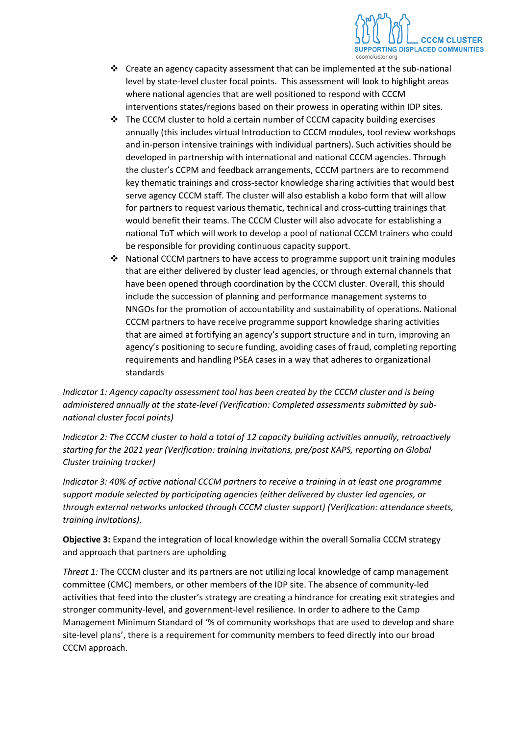- Create an agency capacity assessment that can be implemented at the sub-national level by state-level cluster focal points. This assessment will look to highlight areas where national agencies that are well positioned to respond with CCCM interventions states/regions based on their prowess in operating within IDP sites.
- The CCCM cluster to hold a certain number of CCCM capacity building exercises annually (this includes virtual Introduction to CCCM modules, tool review workshops and in-person intensive trainings with individual partners). Such activities should be developed in partnership with international and national CCCM agencies. Through the cluster's CCPM and feedback arrangements, CCCM partners are to recommend key thematic trainings and cross-sector knowledge sharing activities that would best serve agency CCCM staff. The cluster will also establish a kobo form that will allow for partners to request various thematic, technical and cross-cutting trainings that would benefit their teams. The CCCM Cluster will also advocate for establishing a national ToT which will work to develop a pool of national CCCM trainers who could be responsible for providing continuous capacity support.
- National CCCM partners to have access to programme support unit training modules that are either delivered by cluster lead agencies, or through external channels that have been opened through coordination by the CCCM cluster. Overall, this should include the succession of planning and performance management systems to NNGOs for the promotion of accountability and sustainability of operations. National CCCM partners to have receive programme support knowledge sharing activities that are aimed at fortifying an agency's support structure and in turn, improving an agency's positioning to secure funding, avoiding cases of fraud, completing reporting requirements and handling PSEA cases in a way that adheres to organizational standards

*Indicator 1: Agency capacity assessment tool has been created by the CCCM cluster and is being administered annually at the state-level (Verification: Completed assessments submitted by sub-national cluster focal points)*

*Indicator 2: The CCCM cluster to hold a total of 12 capacity building activities annually, retroactively starting for the 2021 year (Verification: training invitations, pre/post KAPS, reporting on Global Cluster training tracker)*

*Indicator 3: 40% of active national CCCM partners to receive a training in at least one programme support module selected by participating agencies (either delivered by cluster led agencies, or through external networks unlocked through CCCM cluster support) (Verification: attendance sheets, training invitations).*

**Objective 3:** Expand the integration of local knowledge within the overall Somalia CCCM strategy and approach that partners are upholding

*Threat 1:* The CCCM cluster and its partners are not utilizing local knowledge of camp management committee (CMC) members, or other members of the IDP site. The absence of community-led activities that feed into the cluster's strategy are creating a hindrance for creating exit strategies and stronger community-level, and government-level resilience. In order to adhere to the Camp Management Minimum Standard of '% of community workshops that are used to develop and share site-level plans', there is a requirement for community members to feed directly into our broad CCCM approach.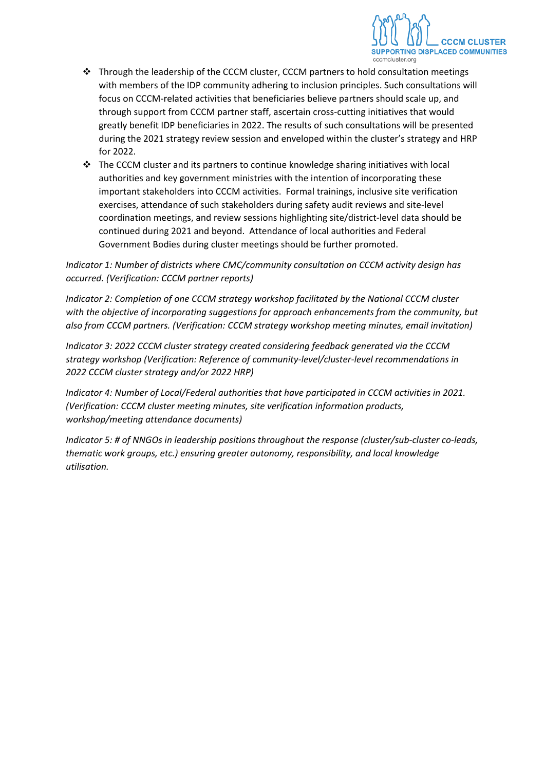- Through the leadership of the CCCM cluster, CCCM partners to hold consultation meetings with members of the IDP community adhering to inclusion principles. Such consultations will focus on CCCM-related activities that beneficiaries believe partners should scale up, and through support from CCCM partner staff, ascertain cross-cutting initiatives that would greatly benefit IDP beneficiaries in 2022. The results of such consultations will be presented during the 2021 strategy review session and enveloped within the cluster's strategy and HRP for 2022.
- The CCCM cluster and its partners to continue knowledge sharing initiatives with local authorities and key government ministries with the intention of incorporating these important stakeholders into CCCM activities. Formal trainings, inclusive site verification exercises, attendance of such stakeholders during safety audit reviews and site-level coordination meetings, and review sessions highlighting site/district-level data should be continued during 2021 and beyond. Attendance of local authorities and Federal Government Bodies during cluster meetings should be further promoted.

*Indicator 1: Number of districts where CMC/community consultation on CCCM activity design has occurred. (Verification: CCCM partner reports)*

*Indicator 2: Completion of one CCCM strategy workshop facilitated by the National CCCM cluster with the objective of incorporating suggestions for approach enhancements from the community, but also from CCCM partners. (Verification: CCCM strategy workshop meeting minutes, email invitation)*

*Indicator 3: 2022 CCCM cluster strategy created considering feedback generated via the CCCM strategy workshop (Verification: Reference of community-level/cluster-level recommendations in 2022 CCCM cluster strategy and/or 2022 HRP)*

*Indicator 4: Number of Local/Federal authorities that have participated in CCCM activities in 2021. (Verification: CCCM cluster meeting minutes, site verification information products, workshop/meeting attendance documents)*

*Indicator 5: # of NNGOs in leadership positions throughout the response (cluster/sub-cluster co-leads, thematic work groups, etc.) ensuring greater autonomy, responsibility, and local knowledge utilisation.*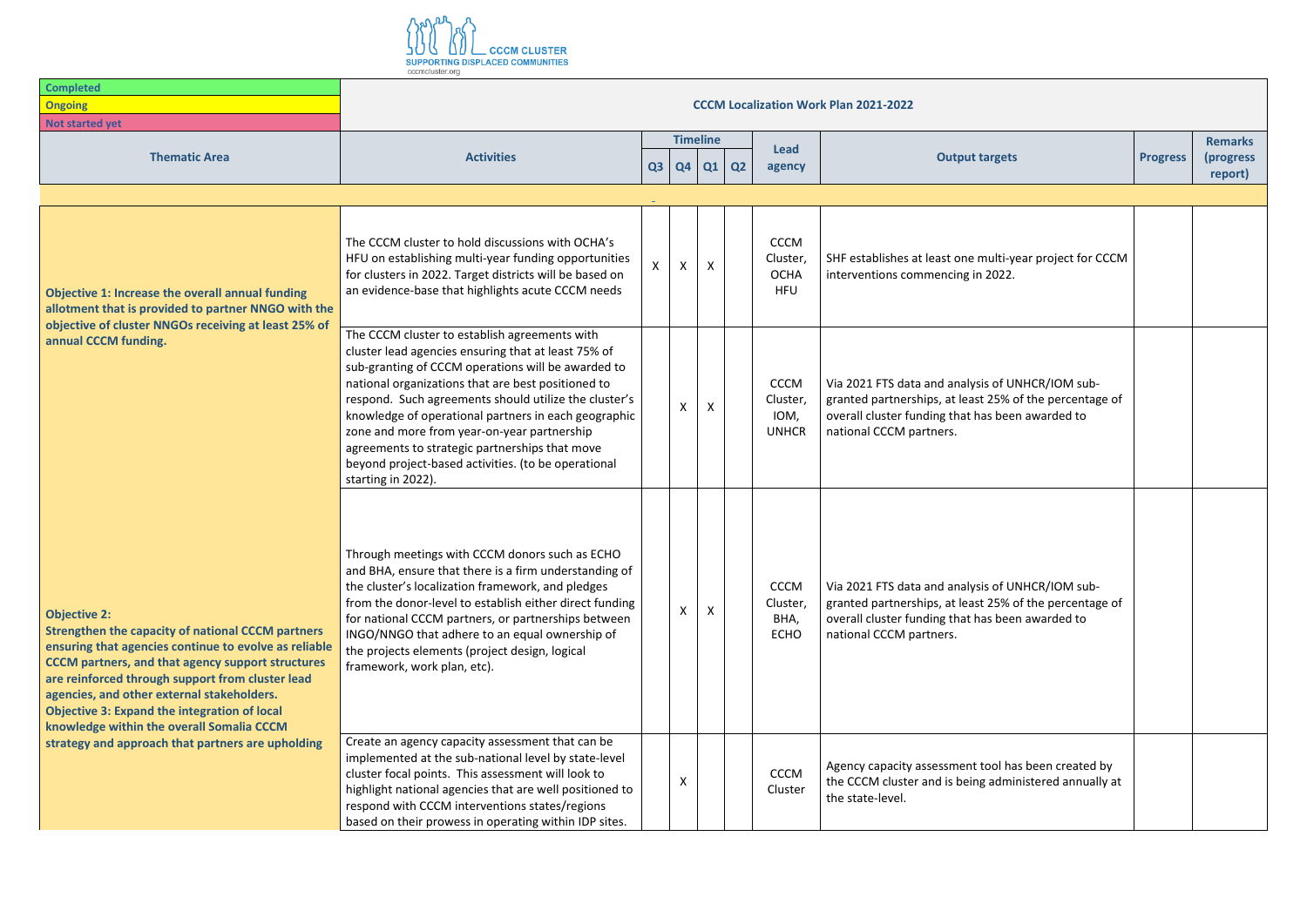CCCM CLUSTER
SUPPORTING DISPLACED COMMUNITIES
cccmcluster.org

| Legend |
|---|
| Completed |
| Ongoing |
| Not started yet |

**CCCM Localization Work Plan 2021-2022**

| Thematic Area | Activities | Timeline | | | | Lead agency | Output targets | Progress | Remarks (progress report) |
|---|---|---|---|---|---|---|---|---|---|
| | | Q3 | Q4 | Q1 | Q2 | | | | |
| **Objective 1: Increase the overall annual funding allotment that is provided to partner NNGO with the objective of cluster NNGOs receiving at least 25% of annual CCCM funding.** | The CCCM cluster to hold discussions with OCHA's HFU on establishing multi-year funding opportunities for clusters in 2022. Target districts will be based on an evidence-base that highlights acute CCCM needs | X | X | X | | CCCM Cluster, OCHA HFU | SHF establishes at least one multi-year project for CCCM interventions commencing in 2022. | | |
| | The CCCM cluster to establish agreements with cluster lead agencies ensuring that at least 75% of sub-granting of CCCM operations will be awarded to national organizations that are best positioned to respond. Such agreements should utilize the cluster's knowledge of operational partners in each geographic zone and more from year-on-year partnership agreements to strategic partnerships that move beyond project-based activities. (to be operational starting in 2022). | | X | X | | CCCM Cluster, IOM, UNHCR | Via 2021 FTS data and analysis of UNHCR/IOM sub-granted partnerships, at least 25% of the percentage of overall cluster funding that has been awarded to national CCCM partners. | | |
| **Objective 2: Strengthen the capacity of national CCCM partners ensuring that agencies continue to evolve as reliable CCCM partners, and that agency support structures are reinforced through support from cluster lead agencies, and other external stakeholders. Objective 3: Expand the integration of local knowledge within the overall Somalia CCCM strategy and approach that partners are upholding** | Through meetings with CCCM donors such as ECHO and BHA, ensure that there is a firm understanding of the cluster's localization framework, and pledges from the donor-level to establish either direct funding for national CCCM partners, or partnerships between INGO/NNGO that adhere to an equal ownership of the projects elements (project design, logical framework, work plan, etc). | | X | X | | CCCM Cluster, BHA, ECHO | Via 2021 FTS data and analysis of UNHCR/IOM sub-granted partnerships, at least 25% of the percentage of overall cluster funding that has been awarded to national CCCM partners. | | |
| | Create an agency capacity assessment that can be implemented at the sub-national level by state-level cluster focal points. This assessment will look to highlight national agencies that are well positioned to respond with CCCM interventions states/regions based on their prowess in operating within IDP sites. | | X | | | CCCM Cluster | Agency capacity assessment tool has been created by the CCCM cluster and is being administered annually at the state-level. | | |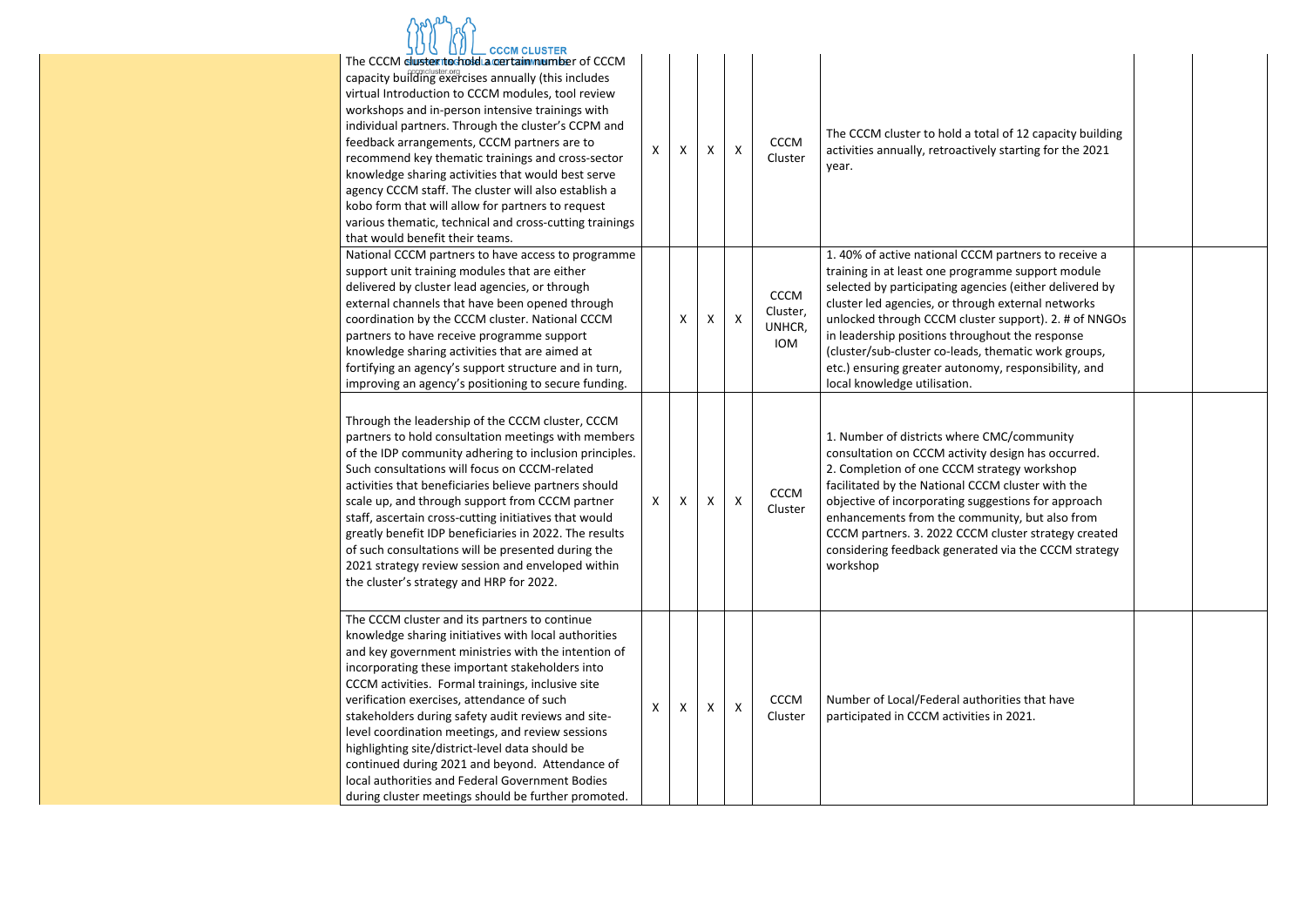| | | | | | | | | | |
|---|---|---|---|---|---|---|---|---|---|
| | The CCCM cluster to hold a certain number of CCCM capacity building exercises annually (this includes virtual Introduction to CCCM modules, tool review workshops and in-person intensive trainings with individual partners. Through the cluster's CCPM and feedback arrangements, CCCM partners are to recommend key thematic trainings and cross-sector knowledge sharing activities that would best serve agency CCCM staff. The cluster will also establish a kobo form that will allow for partners to request various thematic, technical and cross-cutting trainings that would benefit their teams. | X | X | X | X | CCCM Cluster | The CCCM cluster to hold a total of 12 capacity building activities annually, retroactively starting for the 2021 year. | | |
| | National CCCM partners to have access to programme support unit training modules that are either delivered by cluster lead agencies, or through external channels that have been opened through coordination by the CCCM cluster. National CCCM partners to have receive programme support knowledge sharing activities that are aimed at fortifying an agency's support structure and in turn, improving an agency's positioning to secure funding. | | X | X | X | CCCM Cluster, UNHCR, IOM | 1. 40% of active national CCCM partners to receive a training in at least one programme support module selected by participating agencies (either delivered by cluster led agencies, or through external networks unlocked through CCCM cluster support). 2. # of NNGOs in leadership positions throughout the response (cluster/sub-cluster co-leads, thematic work groups, etc.) ensuring greater autonomy, responsibility, and local knowledge utilisation. | | |
| | Through the leadership of the CCCM cluster, CCCM partners to hold consultation meetings with members of the IDP community adhering to inclusion principles. Such consultations will focus on CCCM-related activities that beneficiaries believe partners should scale up, and through support from CCCM partner staff, ascertain cross-cutting initiatives that would greatly benefit IDP beneficiaries in 2022. The results of such consultations will be presented during the 2021 strategy review session and enveloped within the cluster's strategy and HRP for 2022. | X | X | X | X | CCCM Cluster | 1. Number of districts where CMC/community consultation on CCCM activity design has occurred. 2. Completion of one CCCM strategy workshop facilitated by the National CCCM cluster with the objective of incorporating suggestions for approach enhancements from the community, but also from CCCM partners. 3. 2022 CCCM cluster strategy created considering feedback generated via the CCCM strategy workshop | | |
| | The CCCM cluster and its partners to continue knowledge sharing initiatives with local authorities and key government ministries with the intention of incorporating these important stakeholders into CCCM activities. Formal trainings, inclusive site verification exercises, attendance of such stakeholders during safety audit reviews and site-level coordination meetings, and review sessions highlighting site/district-level data should be continued during 2021 and beyond. Attendance of local authorities and Federal Government Bodies during cluster meetings should be further promoted. | X | X | X | X | CCCM Cluster | Number of Local/Federal authorities that have participated in CCCM activities in 2021. | | |